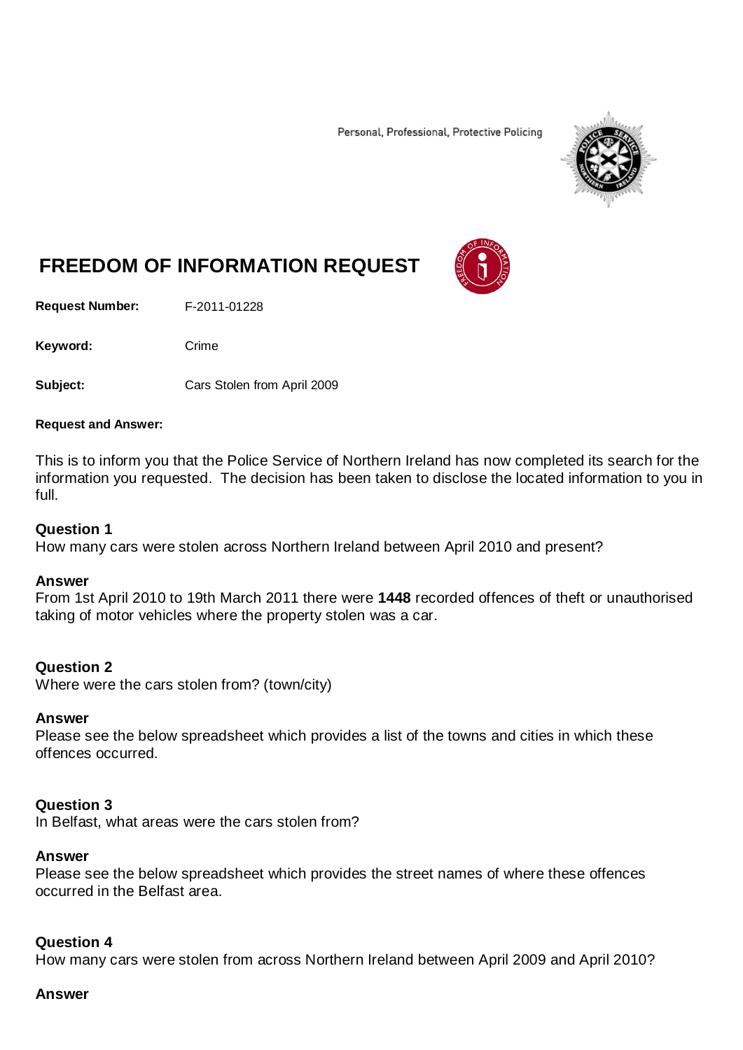Personal, Professional, Protective Policing

# FREEDOM OF INFORMATION REQUEST

**Request Number:** F-2011-01228

**Keyword:** Crime

**Subject:** Cars Stolen from April 2009

**Request and Answer:**

This is to inform you that the Police Service of Northern Ireland has now completed its search for the information you requested. The decision has been taken to disclose the located information to you in full.

**Question 1**
How many cars were stolen across Northern Ireland between April 2010 and present?

**Answer**
From 1st April 2010 to 19th March 2011 there were **1448** recorded offences of theft or unauthorised taking of motor vehicles where the property stolen was a car.

**Question 2**
Where were the cars stolen from? (town/city)

**Answer**
Please see the below spreadsheet which provides a list of the towns and cities in which these offences occurred.

**Question 3**
In Belfast, what areas were the cars stolen from?

**Answer**
Please see the below spreadsheet which provides the street names of where these offences occurred in the Belfast area.

**Question 4**
How many cars were stolen from across Northern Ireland between April 2009 and April 2010?

**Answer**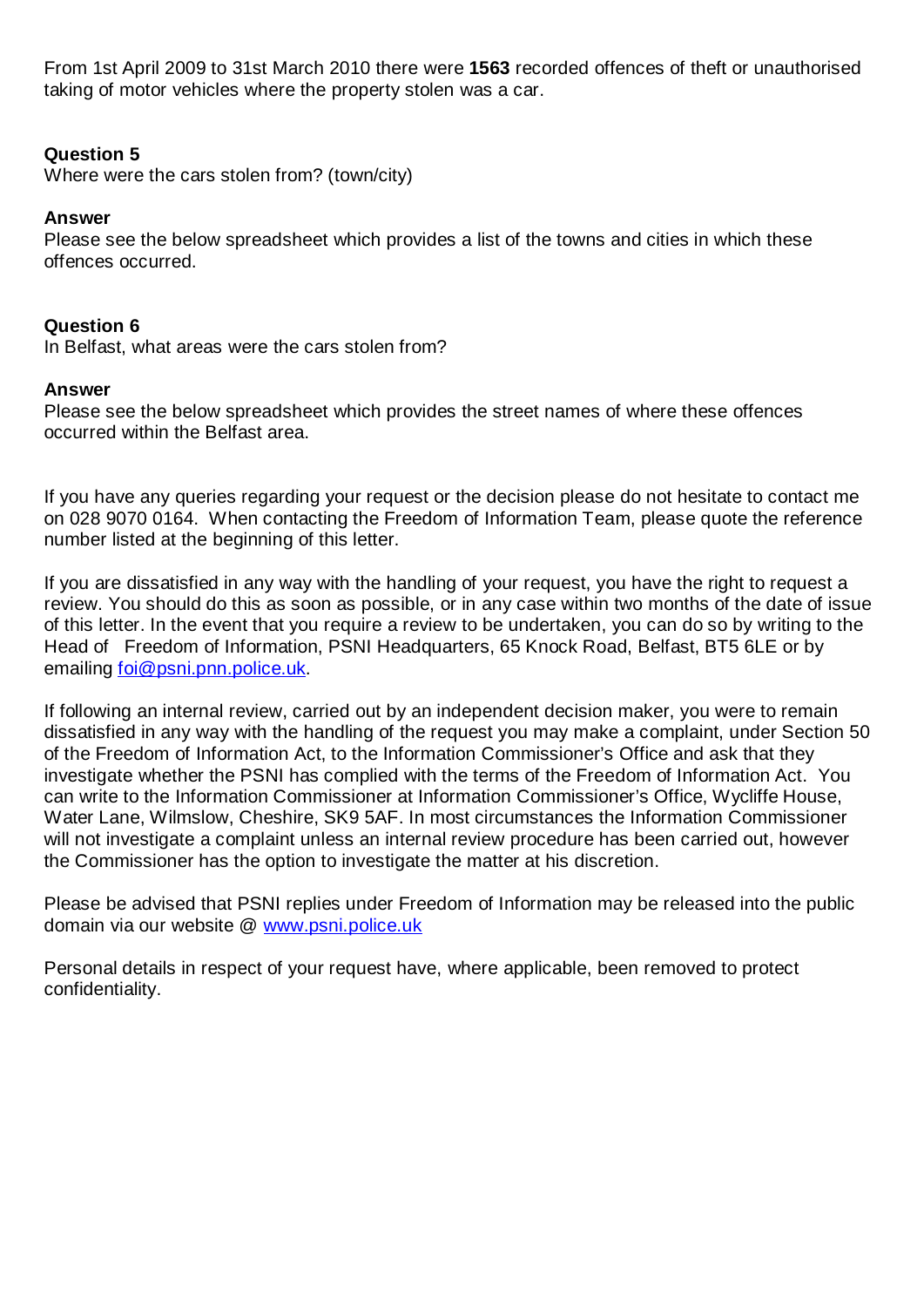From 1st April 2009 to 31st March 2010 there were **1563** recorded offences of theft or unauthorised taking of motor vehicles where the property stolen was a car.

**Question 5**
Where were the cars stolen from? (town/city)

**Answer**
Please see the below spreadsheet which provides a list of the towns and cities in which these offences occurred.

**Question 6**
In Belfast, what areas were the cars stolen from?

**Answer**
Please see the below spreadsheet which provides the street names of where these offences occurred within the Belfast area.

If you have any queries regarding your request or the decision please do not hesitate to contact me on 028 9070 0164. When contacting the Freedom of Information Team, please quote the reference number listed at the beginning of this letter.

If you are dissatisfied in any way with the handling of your request, you have the right to request a review. You should do this as soon as possible, or in any case within two months of the date of issue of this letter. In the event that you require a review to be undertaken, you can do so by writing to the Head of Freedom of Information, PSNI Headquarters, 65 Knock Road, Belfast, BT5 6LE or by emailing [foi@psni.pnn.police.uk](mailto:foi@psni.pnn.police.uk).

If following an internal review, carried out by an independent decision maker, you were to remain dissatisfied in any way with the handling of the request you may make a complaint, under Section 50 of the Freedom of Information Act, to the Information Commissioner's Office and ask that they investigate whether the PSNI has complied with the terms of the Freedom of Information Act. You can write to the Information Commissioner at Information Commissioner's Office, Wycliffe House, Water Lane, Wilmslow, Cheshire, SK9 5AF. In most circumstances the Information Commissioner will not investigate a complaint unless an internal review procedure has been carried out, however the Commissioner has the option to investigate the matter at his discretion.

Please be advised that PSNI replies under Freedom of Information may be released into the public domain via our website @ [www.psni.police.uk](http://www.psni.police.uk)

Personal details in respect of your request have, where applicable, been removed to protect confidentiality.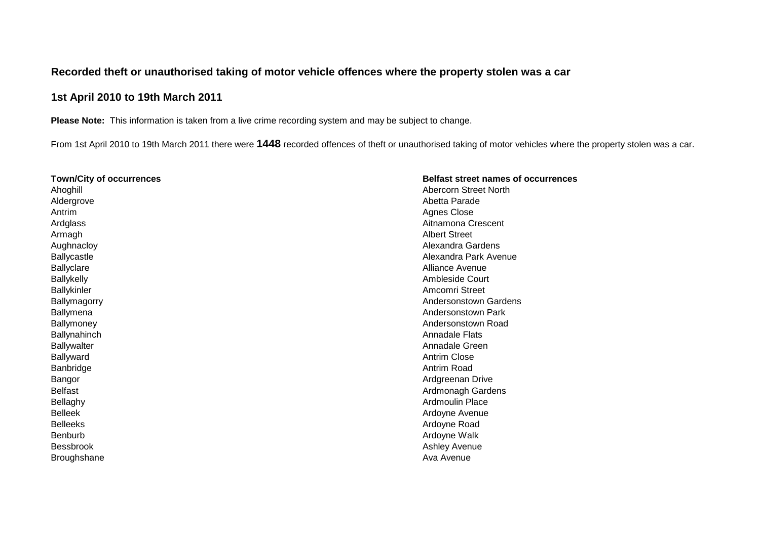**Recorded theft or unauthorised taking of motor vehicle offences where the property stolen was a car**

**1st April 2010 to 19th March 2011**

**Please Note:** This information is taken from a live crime recording system and may be subject to change.

From 1st April 2010 to 19th March 2011 there were **1448** recorded offences of theft or unauthorised taking of motor vehicles where the property stolen was a car.

**Town/City of occurrences**

Ahoghill
Aldergrove
Antrim
Ardglass
Armagh
Aughnacloy
Ballycastle
Ballyclare
Ballykelly
Ballykinler
Ballymagorry
Ballymena
Ballymoney
Ballynahinch
Ballywalter
Ballyward
Banbridge
Bangor
Belfast
Bellaghy
Belleek
Belleeks
Benburb
Bessbrook
Broughshane

**Belfast street names of occurrences**

Abercorn Street North
Abetta Parade
Agnes Close
Aitnamona Crescent
Albert Street
Alexandra Gardens
Alexandra Park Avenue
Alliance Avenue
Ambleside Court
Amcomri Street
Andersonstown Gardens
Andersonstown Park
Andersonstown Road
Annadale Flats
Annadale Green
Antrim Close
Antrim Road
Ardgreenan Drive
Ardmonagh Gardens
Ardmoulin Place
Ardoyne Avenue
Ardoyne Road
Ardoyne Walk
Ashley Avenue
Ava Avenue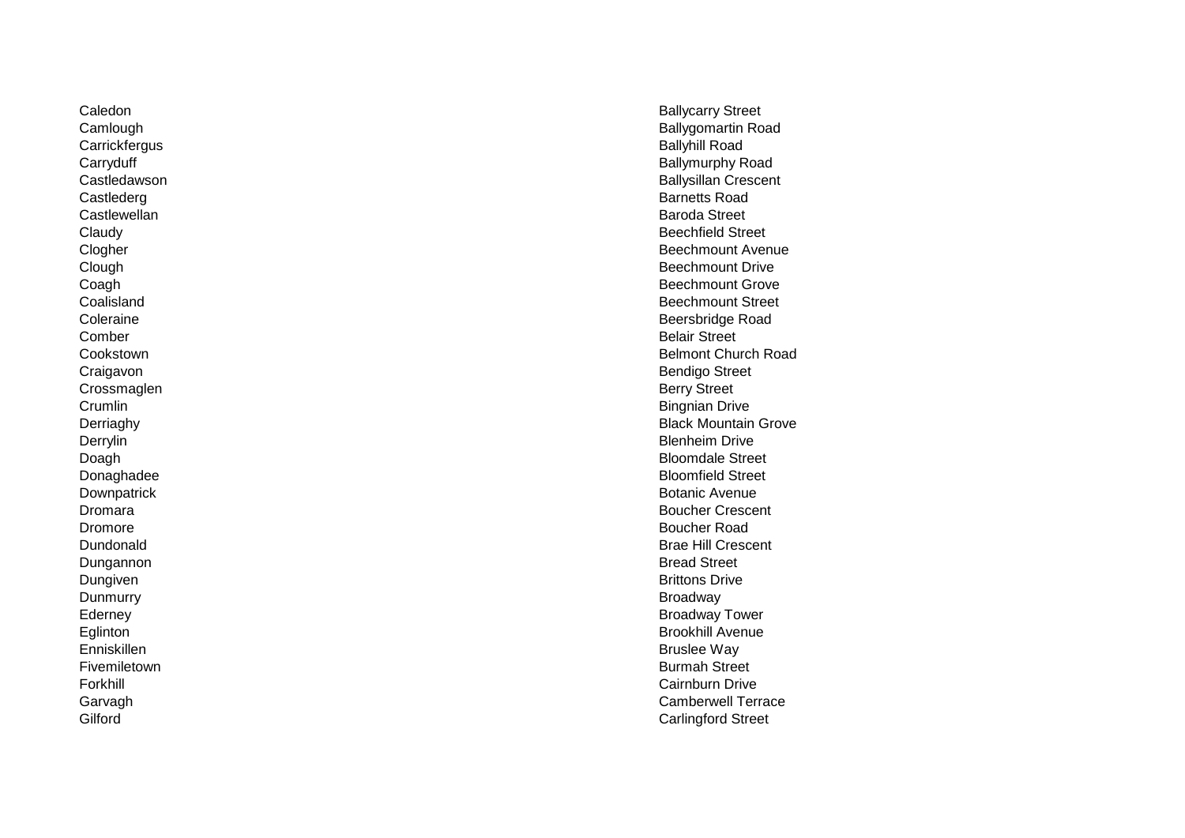Caledon
Camlough
Carrickfergus
Carryduff
Castledawson
Castlederg
Castlewellan
Claudy
Clogher
Clough
Coagh
Coalisland
Coleraine
Comber
Cookstown
Craigavon
Crossmaglen
Crumlin
Derriaghy
Derrylin
Doagh
Donaghadee
Downpatrick
Dromara
Dromore
Dundonald
Dungannon
Dungiven
Dunmurry
Ederney
Eglinton
Enniskillen
Fivemiletown
Forkhill
Garvagh
Gilford

Ballycarry Street
Ballygomartin Road
Ballyhill Road
Ballymurphy Road
Ballysillan Crescent
Barnetts Road
Baroda Street
Beechfield Street
Beechmount Avenue
Beechmount Drive
Beechmount Grove
Beechmount Street
Beersbridge Road
Belair Street
Belmont Church Road
Bendigo Street
Berry Street
Bingnian Drive
Black Mountain Grove
Blenheim Drive
Bloomdale Street
Bloomfield Street
Botanic Avenue
Boucher Crescent
Boucher Road
Brae Hill Crescent
Bread Street
Brittons Drive
Broadway
Broadway Tower
Brookhill Avenue
Bruslee Way
Burmah Street
Cairnburn Drive
Camberwell Terrace
Carlingford Street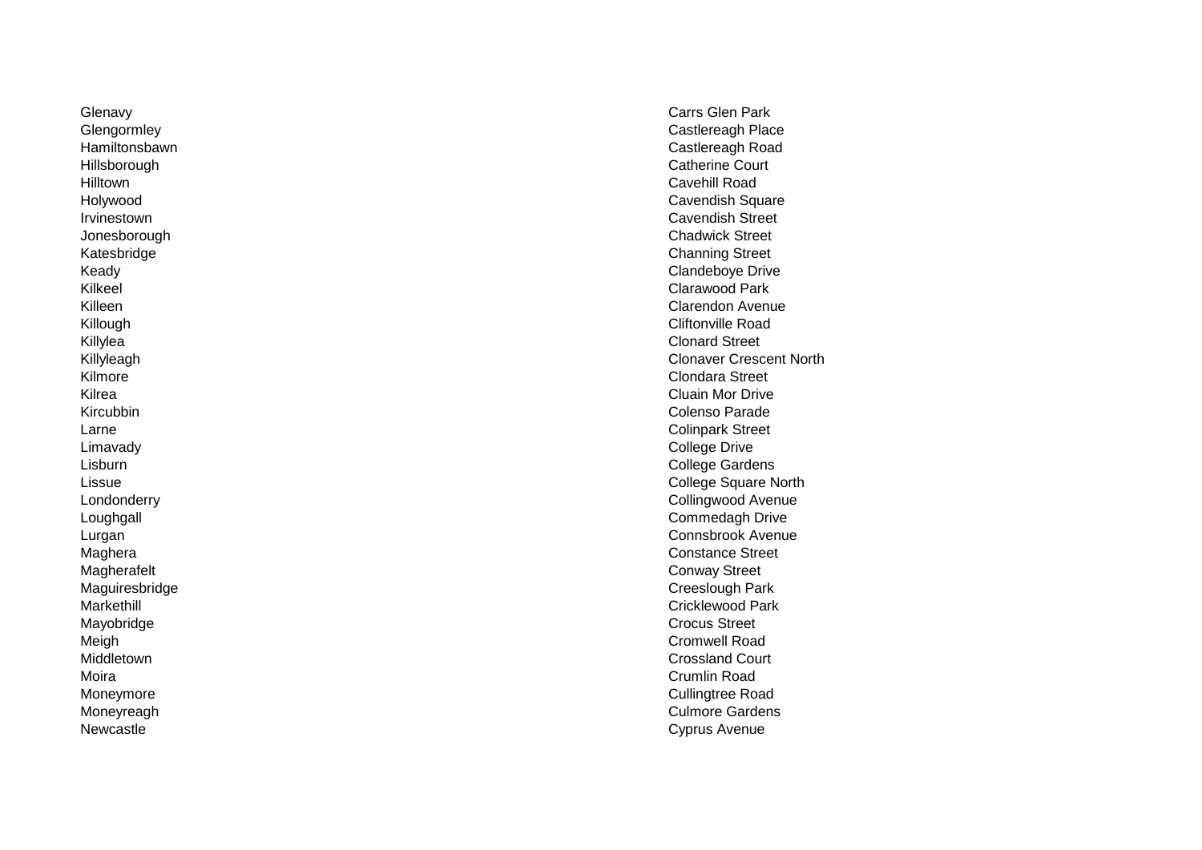Glenavy
Glengormley
Hamiltonsbawn
Hillsborough
Hilltown
Holywood
Irvinestown
Jonesborough
Katesbridge
Keady
Kilkeel
Killeen
Killough
Killylea
Killyleagh
Kilmore
Kilrea
Kircubbin
Larne
Limavady
Lisburn
Lissue
Londonderry
Loughgall
Lurgan
Maghera
Magherafelt
Maguiresbridge
Markethill
Mayobridge
Meigh
Middletown
Moira
Moneymore
Moneyreagh
Newcastle

Carrs Glen Park
Castlereagh Place
Castlereagh Road
Catherine Court
Cavehill Road
Cavendish Square
Cavendish Street
Chadwick Street
Channing Street
Clandeboye Drive
Clarawood Park
Clarendon Avenue
Cliftonville Road
Clonard Street
Clonaver Crescent North
Clondara Street
Cluain Mor Drive
Colenso Parade
Colinpark Street
College Drive
College Gardens
College Square North
Collingwood Avenue
Commedagh Drive
Connsbrook Avenue
Constance Street
Conway Street
Creeslough Park
Cricklewood Park
Crocus Street
Cromwell Road
Crossland Court
Crumlin Road
Cullingtree Road
Culmore Gardens
Cyprus Avenue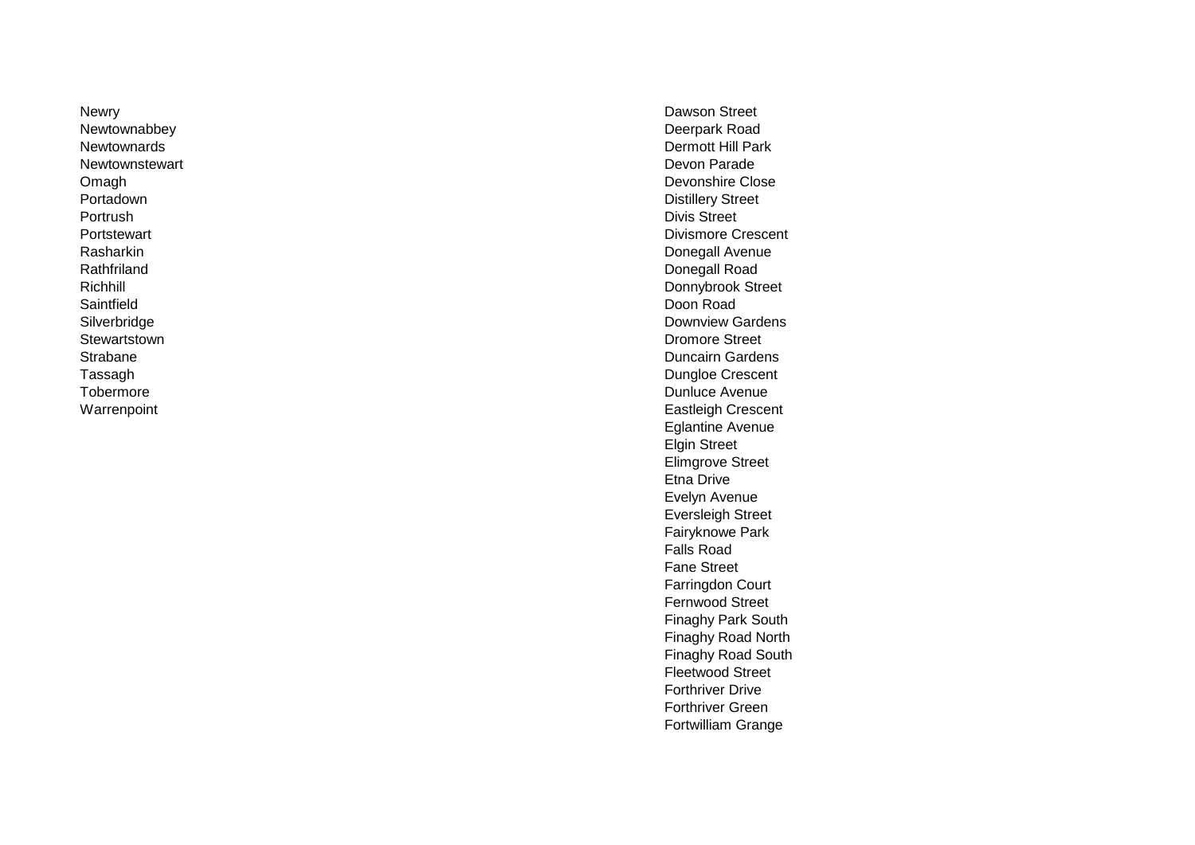Newry
Newtownabbey
Newtownards
Newtownstewart
Omagh
Portadown
Portrush
Portstewart
Rasharkin
Rathfriland
Richhill
Saintfield
Silverbridge
Stewartstown
Strabane
Tassagh
Tobermore
Warrenpoint

Dawson Street
Deerpark Road
Dermott Hill Park
Devon Parade
Devonshire Close
Distillery Street
Divis Street
Divismore Crescent
Donegall Avenue
Donegall Road
Donnybrook Street
Doon Road
Downview Gardens
Dromore Street
Duncairn Gardens
Dungloe Crescent
Dunluce Avenue
Eastleigh Crescent
Eglantine Avenue
Elgin Street
Elimgrove Street
Etna Drive
Evelyn Avenue
Eversleigh Street
Fairyknowe Park
Falls Road
Fane Street
Farringdon Court
Fernwood Street
Finaghy Park South
Finaghy Road North
Finaghy Road South
Fleetwood Street
Forthriver Drive
Forthriver Green
Fortwilliam Grange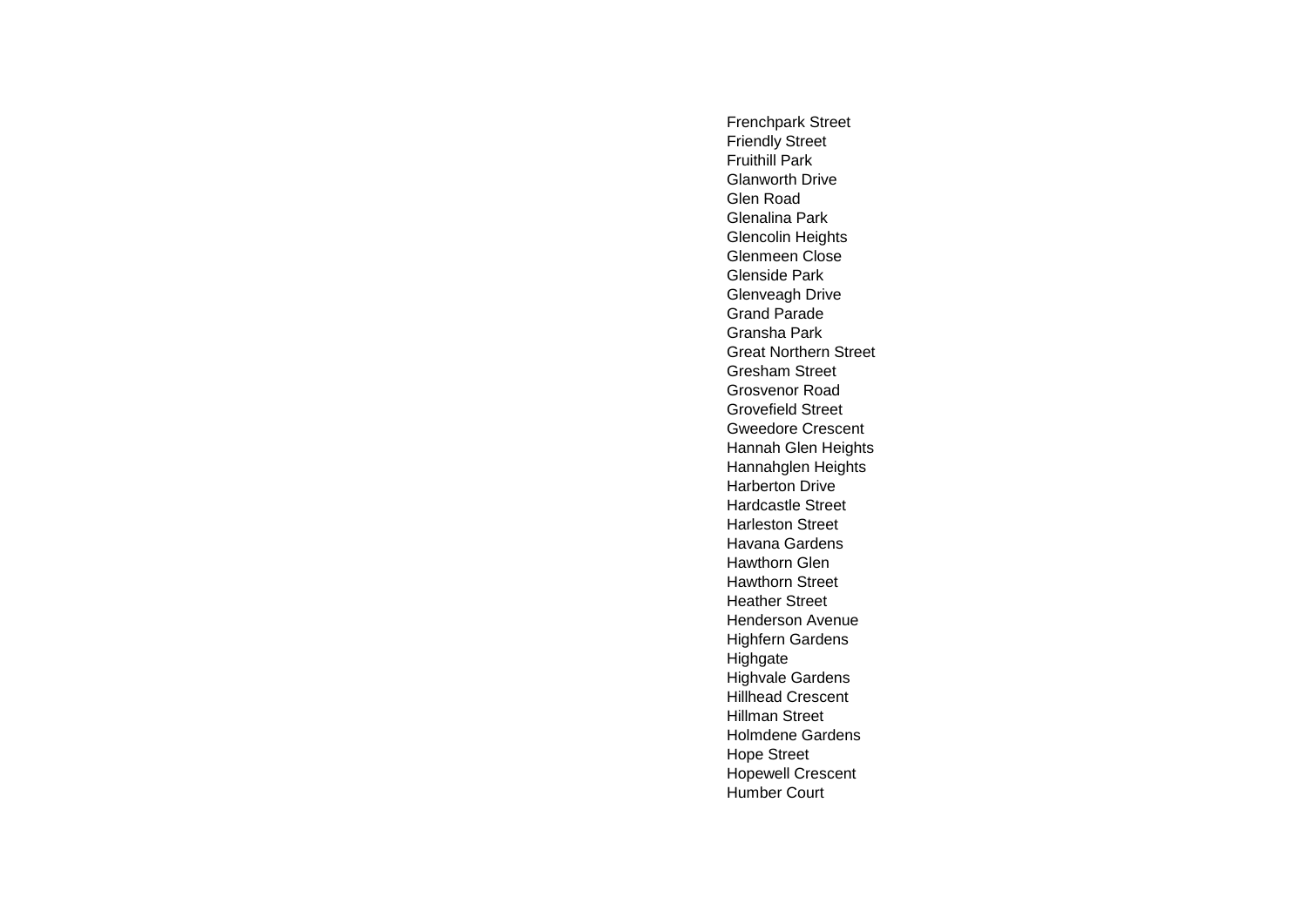Frenchpark Street
Friendly Street
Fruithill Park
Glanworth Drive
Glen Road
Glenalina Park
Glencolin Heights
Glenmeen Close
Glenside Park
Glenveagh Drive
Grand Parade
Gransha Park
Great Northern Street
Gresham Street
Grosvenor Road
Grovefield Street
Gweedore Crescent
Hannah Glen Heights
Hannahglen Heights
Harberton Drive
Hardcastle Street
Harleston Street
Havana Gardens
Hawthorn Glen
Hawthorn Street
Heather Street
Henderson Avenue
Highfern Gardens
Highgate
Highvale Gardens
Hillhead Crescent
Hillman Street
Holmdene Gardens
Hope Street
Hopewell Crescent
Humber Court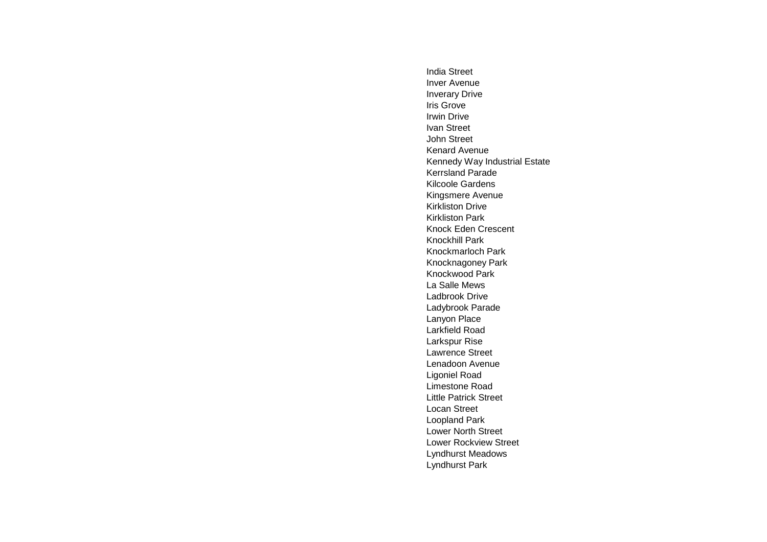India Street
Inver Avenue
Inverary Drive
Iris Grove
Irwin Drive
Ivan Street
John Street
Kenard Avenue
Kennedy Way Industrial Estate
Kerrsland Parade
Kilcoole Gardens
Kingsmere Avenue
Kirkliston Drive
Kirkliston Park
Knock Eden Crescent
Knockhill Park
Knockmarloch Park
Knocknagoney Park
Knockwood Park
La Salle Mews
Ladbrook Drive
Ladybrook Parade
Lanyon Place
Larkfield Road
Larkspur Rise
Lawrence Street
Lenadoon Avenue
Ligoniel Road
Limestone Road
Little Patrick Street
Locan Street
Loopland Park
Lower North Street
Lower Rockview Street
Lyndhurst Meadows
Lyndhurst Park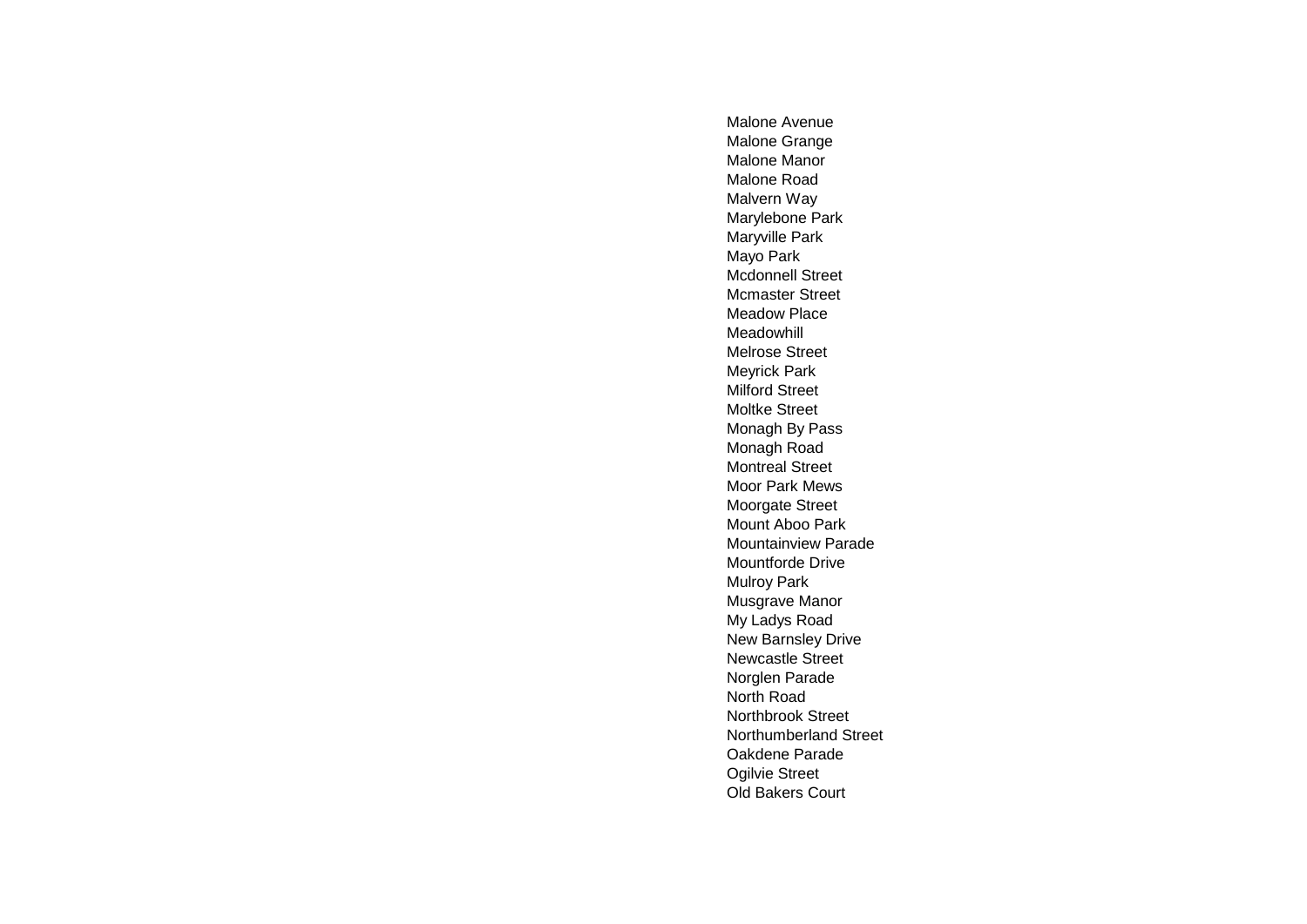Malone Avenue
Malone Grange
Malone Manor
Malone Road
Malvern Way
Marylebone Park
Maryville Park
Mayo Park
Mcdonnell Street
Mcmaster Street
Meadow Place
Meadowhill
Melrose Street
Meyrick Park
Milford Street
Moltke Street
Monagh By Pass
Monagh Road
Montreal Street
Moor Park Mews
Moorgate Street
Mount Aboo Park
Mountainview Parade
Mountforde Drive
Mulroy Park
Musgrave Manor
My Ladys Road
New Barnsley Drive
Newcastle Street
Norglen Parade
North Road
Northbrook Street
Northumberland Street
Oakdene Parade
Ogilvie Street
Old Bakers Court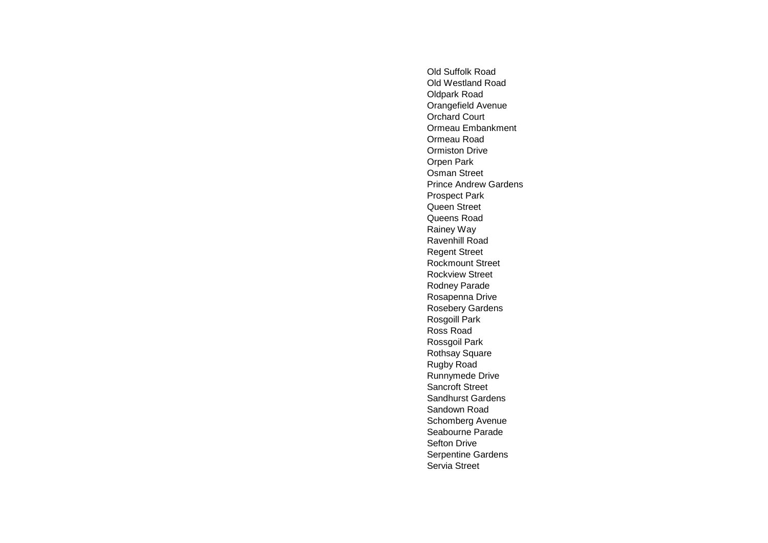Old Suffolk Road
Old Westland Road
Oldpark Road
Orangefield Avenue
Orchard Court
Ormeau Embankment
Ormeau Road
Ormiston Drive
Orpen Park
Osman Street
Prince Andrew Gardens
Prospect Park
Queen Street
Queens Road
Rainey Way
Ravenhill Road
Regent Street
Rockmount Street
Rockview Street
Rodney Parade
Rosapenna Drive
Rosebery Gardens
Rosgoill Park
Ross Road
Rossgoil Park
Rothsay Square
Rugby Road
Runnymede Drive
Sancroft Street
Sandhurst Gardens
Sandown Road
Schomberg Avenue
Seabourne Parade
Sefton Drive
Serpentine Gardens
Servia Street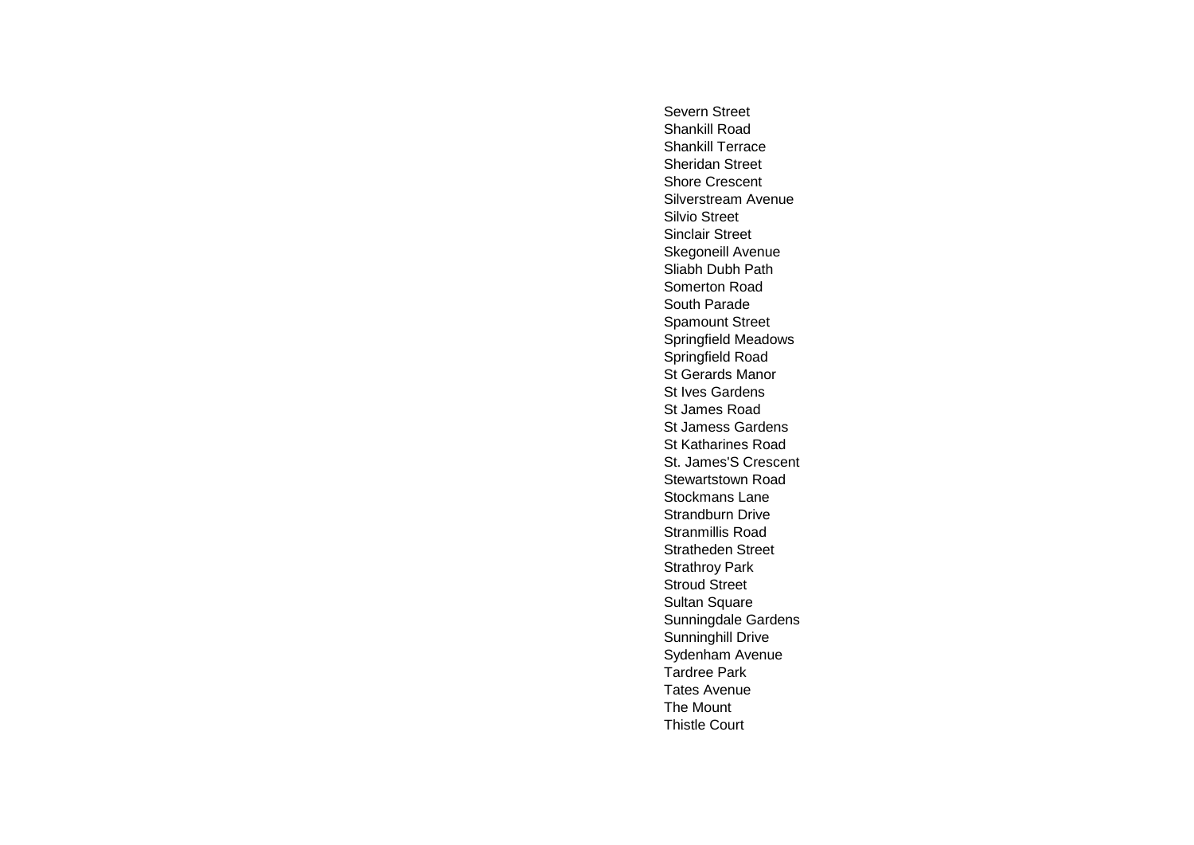Severn Street
Shankill Road
Shankill Terrace
Sheridan Street
Shore Crescent
Silverstream Avenue
Silvio Street
Sinclair Street
Skegoneill Avenue
Sliabh Dubh Path
Somerton Road
South Parade
Spamount Street
Springfield Meadows
Springfield Road
St Gerards Manor
St Ives Gardens
St James Road
St Jamess Gardens
St Katharines Road
St. James'S Crescent
Stewartstown Road
Stockmans Lane
Strandburn Drive
Stranmillis Road
Stratheden Street
Strathroy Park
Stroud Street
Sultan Square
Sunningdale Gardens
Sunninghill Drive
Sydenham Avenue
Tardree Park
Tates Avenue
The Mount
Thistle Court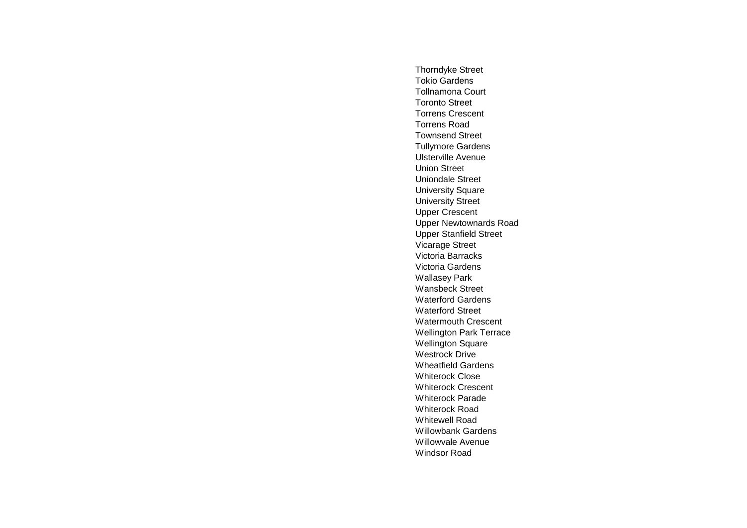Thorndyke Street
Tokio Gardens
Tollnamona Court
Toronto Street
Torrens Crescent
Torrens Road
Townsend Street
Tullymore Gardens
Ulsterville Avenue
Union Street
Uniondale Street
University Square
University Street
Upper Crescent
Upper Newtownards Road
Upper Stanfield Street
Vicarage Street
Victoria Barracks
Victoria Gardens
Wallasey Park
Wansbeck Street
Waterford Gardens
Waterford Street
Watermouth Crescent
Wellington Park Terrace
Wellington Square
Westrock Drive
Wheatfield Gardens
Whiterock Close
Whiterock Crescent
Whiterock Parade
Whiterock Road
Whitewell Road
Willowbank Gardens
Willowvale Avenue
Windsor Road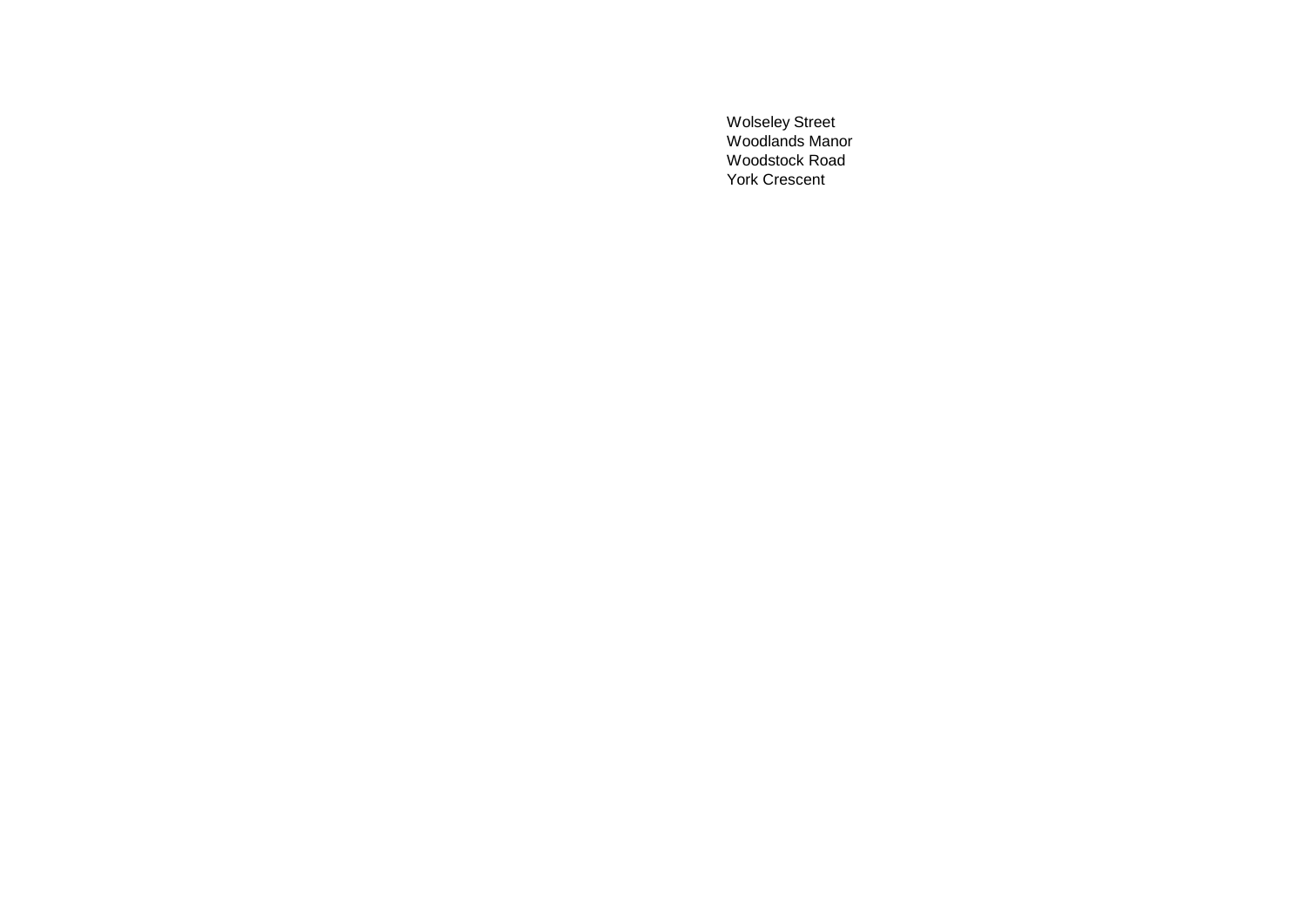Wolseley Street
Woodlands Manor
Woodstock Road
York Crescent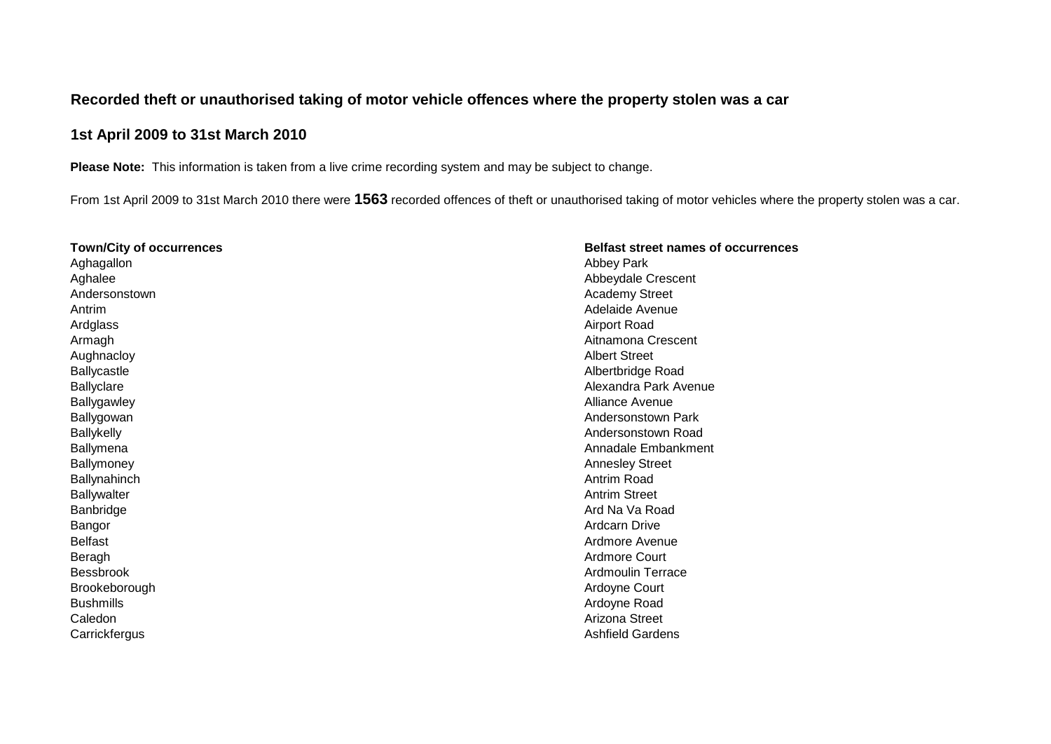## Recorded theft or unauthorised taking of motor vehicle offences where the property stolen was a car

## 1st April 2009 to 31st March 2010

**Please Note:** This information is taken from a live crime recording system and may be subject to change.

From 1st April 2009 to 31st March 2010 there were **1563** recorded offences of theft or unauthorised taking of motor vehicles where the property stolen was a car.

**Town/City of occurrences**

Aghagallon
Aghalee
Andersonstown
Antrim
Ardglass
Armagh
Aughnacloy
Ballycastle
Ballyclare
Ballygawley
Ballygowan
Ballykelly
Ballymena
Ballymoney
Ballynahinch
Ballywalter
Banbridge
Bangor
Belfast
Beragh
Bessbrook
Brookeborough
Bushmills
Caledon
Carrickfergus

**Belfast street names of occurrences**

Abbey Park
Abbeydale Crescent
Academy Street
Adelaide Avenue
Airport Road
Aitnamona Crescent
Albert Street
Albertbridge Road
Alexandra Park Avenue
Alliance Avenue
Andersonstown Park
Andersonstown Road
Annadale Embankment
Annesley Street
Antrim Road
Antrim Street
Ard Na Va Road
Ardcarn Drive
Ardmore Avenue
Ardmore Court
Ardmoulin Terrace
Ardoyne Court
Ardoyne Road
Arizona Street
Ashfield Gardens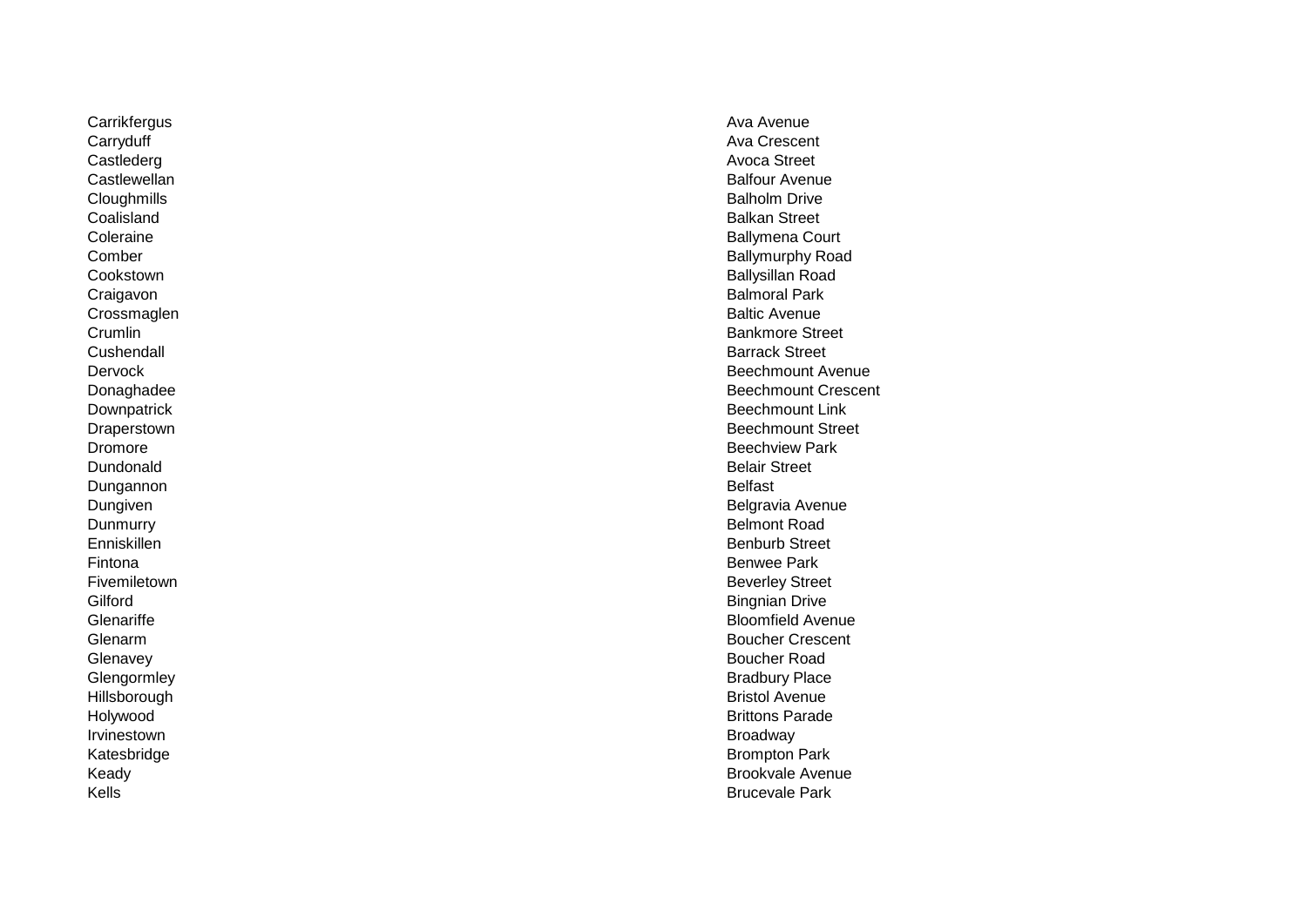Carrikfergus
Carryduff
Castlederg
Castlewellan
Cloughmills
Coalisland
Coleraine
Comber
Cookstown
Craigavon
Crossmaglen
Crumlin
Cushendall
Dervock
Donaghadee
Downpatrick
Draperstown
Dromore
Dundonald
Dungannon
Dungiven
Dunmurry
Enniskillen
Fintona
Fivemiletown
Gilford
Glenariffe
Glenarm
Glenavey
Glengormley
Hillsborough
Holywood
Irvinestown
Katesbridge
Keady
Kells

Ava Avenue
Ava Crescent
Avoca Street
Balfour Avenue
Balholm Drive
Balkan Street
Ballymena Court
Ballymurphy Road
Ballysillan Road
Balmoral Park
Baltic Avenue
Bankmore Street
Barrack Street
Beechmount Avenue
Beechmount Crescent
Beechmount Link
Beechmount Street
Beechview Park
Belair Street
Belfast
Belgravia Avenue
Belmont Road
Benburb Street
Benwee Park
Beverley Street
Bingnian Drive
Bloomfield Avenue
Boucher Crescent
Boucher Road
Bradbury Place
Bristol Avenue
Brittons Parade
Broadway
Brompton Park
Brookvale Avenue
Brucevale Park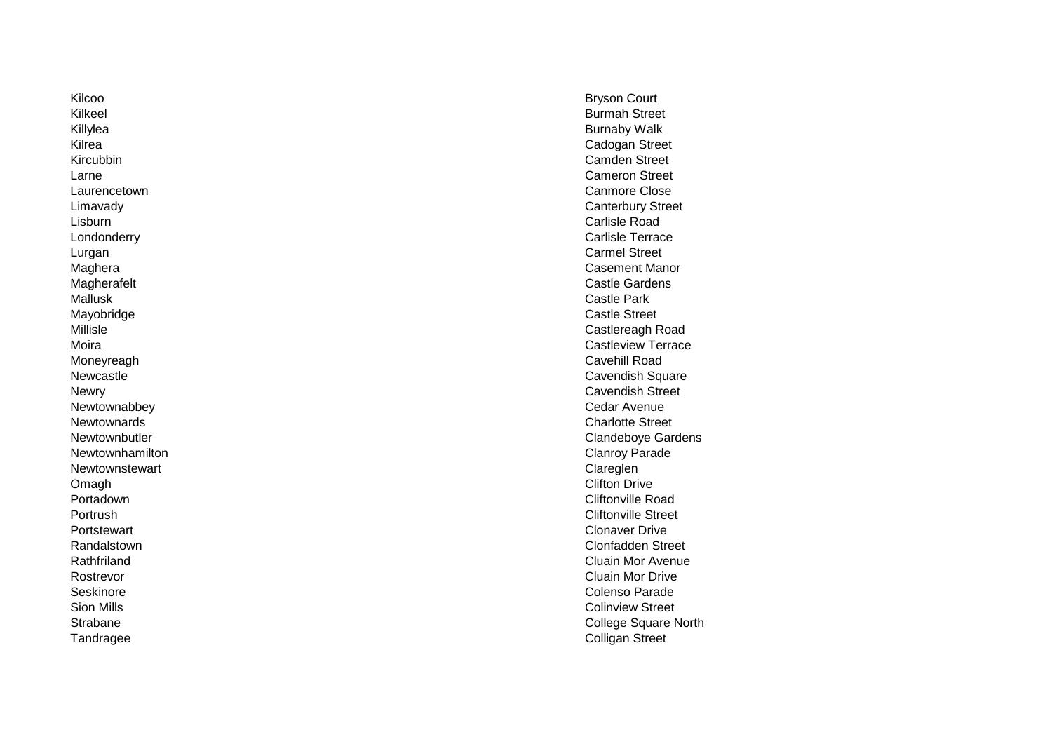Kilcoo
Kilkeel
Killylea
Kilrea
Kircubbin
Larne
Laurencetown
Limavady
Lisburn
Londonderry
Lurgan
Maghera
Magherafelt
Mallusk
Mayobridge
Millisle
Moira
Moneyreagh
Newcastle
Newry
Newtownabbey
Newtownards
Newtownbutler
Newtownhamilton
Newtownstewart
Omagh
Portadown
Portrush
Portstewart
Randalstown
Rathfriland
Rostrevor
Seskinore
Sion Mills
Strabane
Tandragee

Bryson Court
Burmah Street
Burnaby Walk
Cadogan Street
Camden Street
Cameron Street
Canmore Close
Canterbury Street
Carlisle Road
Carlisle Terrace
Carmel Street
Casement Manor
Castle Gardens
Castle Park
Castle Street
Castlereagh Road
Castleview Terrace
Cavehill Road
Cavendish Square
Cavendish Street
Cedar Avenue
Charlotte Street
Clandeboye Gardens
Clanroy Parade
Clareglen
Clifton Drive
Cliftonville Road
Cliftonville Street
Clonaver Drive
Clonfadden Street
Cluain Mor Avenue
Cluain Mor Drive
Colenso Parade
Colinview Street
College Square North
Colligan Street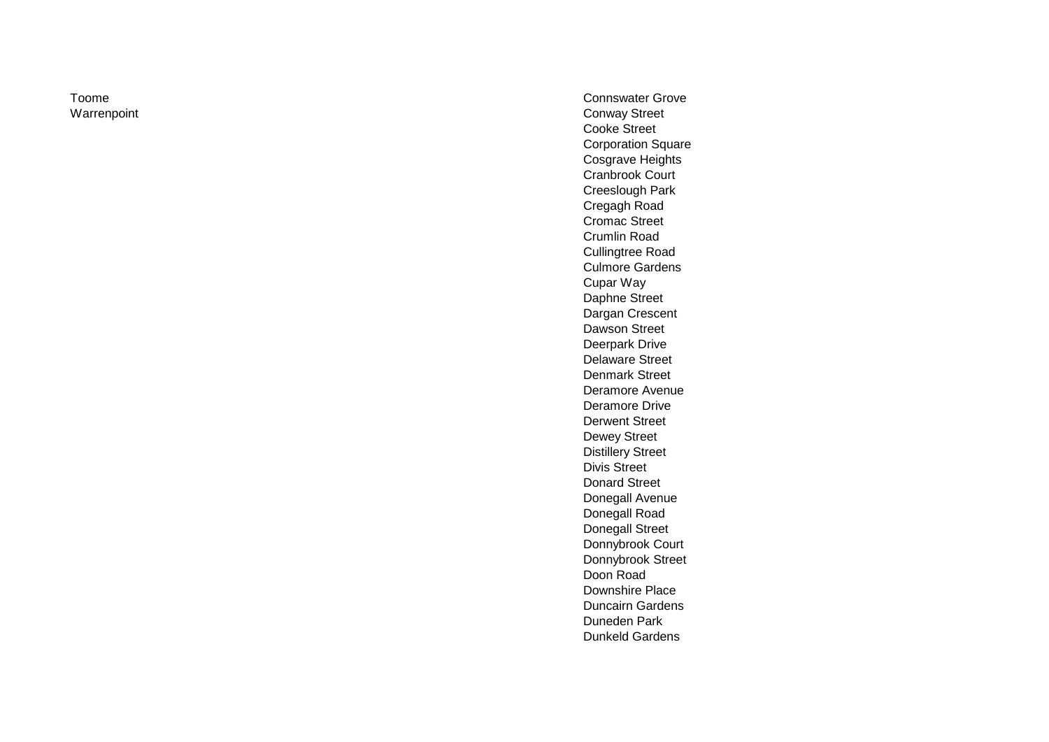Toome
Warrenpoint

Connswater Grove
Conway Street
Cooke Street
Corporation Square
Cosgrave Heights
Cranbrook Court
Creeslough Park
Cregagh Road
Cromac Street
Crumlin Road
Cullingtree Road
Culmore Gardens
Cupar Way
Daphne Street
Dargan Crescent
Dawson Street
Deerpark Drive
Delaware Street
Denmark Street
Deramore Avenue
Deramore Drive
Derwent Street
Dewey Street
Distillery Street
Divis Street
Donard Street
Donegall Avenue
Donegall Road
Donegall Street
Donnybrook Court
Donnybrook Street
Doon Road
Downshire Place
Duncairn Gardens
Duneden Park
Dunkeld Gardens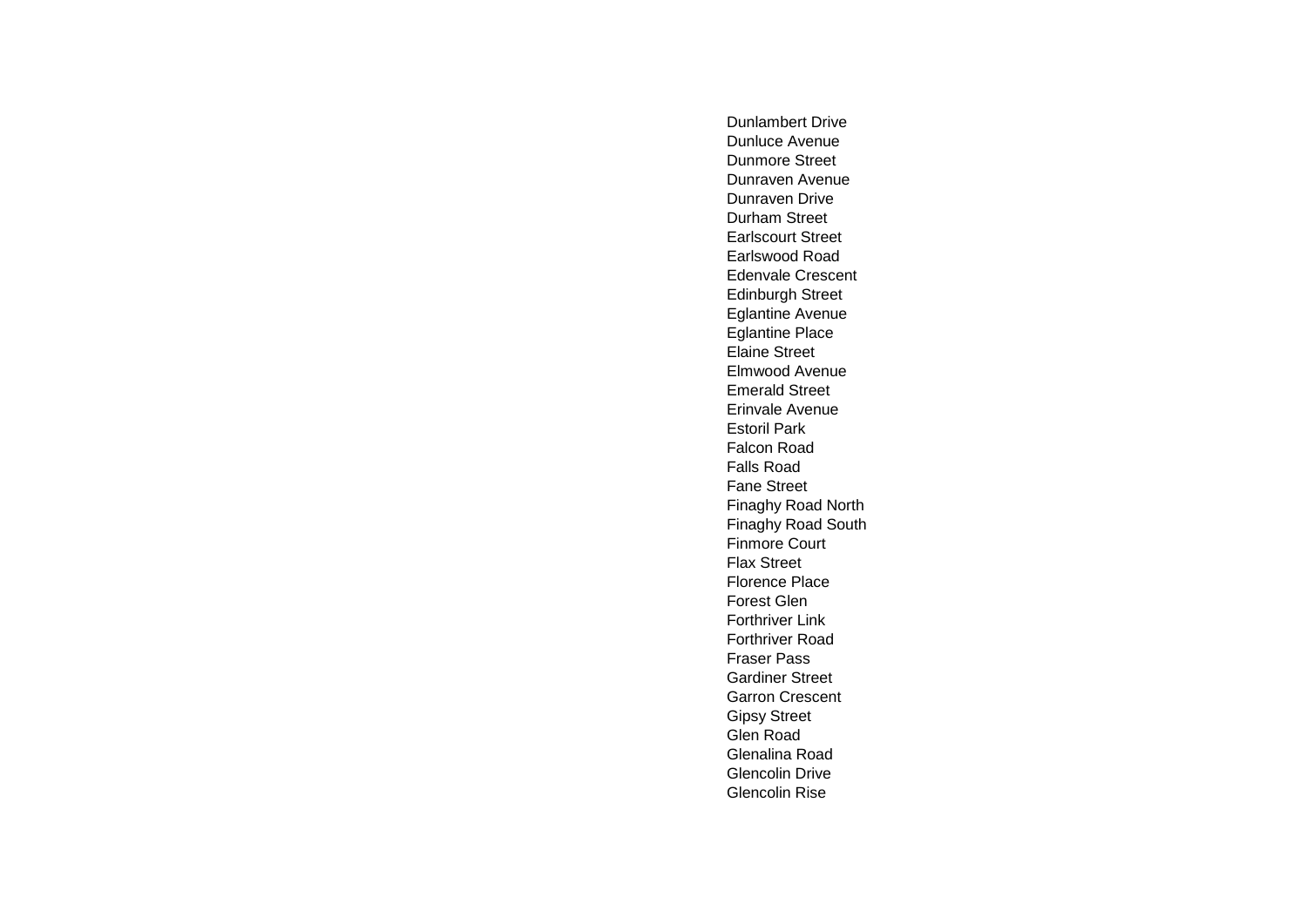Dunlambert Drive
Dunluce Avenue
Dunmore Street
Dunraven Avenue
Dunraven Drive
Durham Street
Earlscourt Street
Earlswood Road
Edenvale Crescent
Edinburgh Street
Eglantine Avenue
Eglantine Place
Elaine Street
Elmwood Avenue
Emerald Street
Erinvale Avenue
Estoril Park
Falcon Road
Falls Road
Fane Street
Finaghy Road North
Finaghy Road South
Finmore Court
Flax Street
Florence Place
Forest Glen
Forthriver Link
Forthriver Road
Fraser Pass
Gardiner Street
Garron Crescent
Gipsy Street
Glen Road
Glenalina Road
Glencolin Drive
Glencolin Rise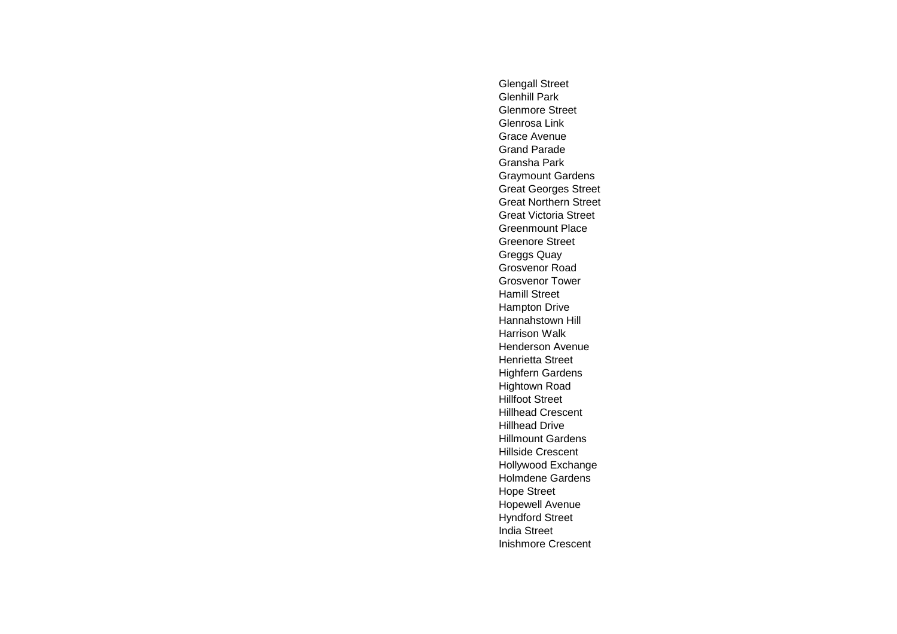Glengall Street
Glenhill Park
Glenmore Street
Glenrosa Link
Grace Avenue
Grand Parade
Gransha Park
Graymount Gardens
Great Georges Street
Great Northern Street
Great Victoria Street
Greenmount Place
Greenore Street
Greggs Quay
Grosvenor Road
Grosvenor Tower
Hamill Street
Hampton Drive
Hannahstown Hill
Harrison Walk
Henderson Avenue
Henrietta Street
Highfern Gardens
Hightown Road
Hillfoot Street
Hillhead Crescent
Hillhead Drive
Hillmount Gardens
Hillside Crescent
Hollywood Exchange
Holmdene Gardens
Hope Street
Hopewell Avenue
Hyndford Street
India Street
Inishmore Crescent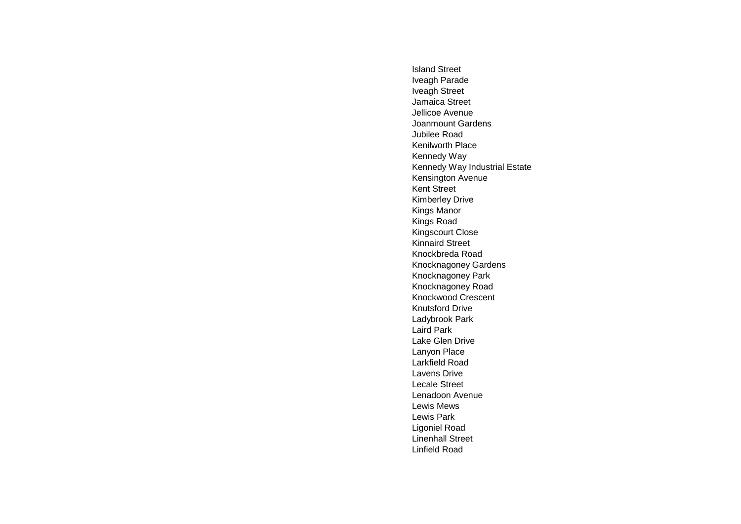Island Street
Iveagh Parade
Iveagh Street
Jamaica Street
Jellicoe Avenue
Joanmount Gardens
Jubilee Road
Kenilworth Place
Kennedy Way
Kennedy Way Industrial Estate
Kensington Avenue
Kent Street
Kimberley Drive
Kings Manor
Kings Road
Kingscourt Close
Kinnaird Street
Knockbreda Road
Knocknagoney Gardens
Knocknagoney Park
Knocknagoney Road
Knockwood Crescent
Knutsford Drive
Ladybrook Park
Laird Park
Lake Glen Drive
Lanyon Place
Larkfield Road
Lavens Drive
Lecale Street
Lenadoon Avenue
Lewis Mews
Lewis Park
Ligoniel Road
Linenhall Street
Linfield Road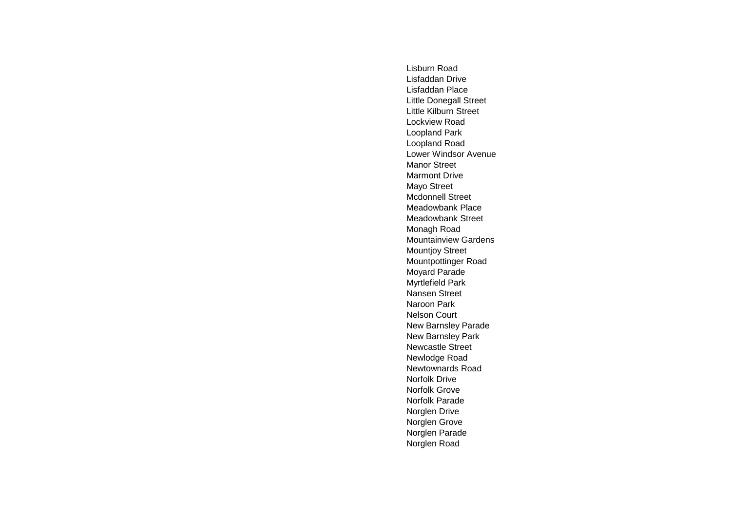Lisburn Road
Lisfaddan Drive
Lisfaddan Place
Little Donegall Street
Little Kilburn Street
Lockview Road
Loopland Park
Loopland Road
Lower Windsor Avenue
Manor Street
Marmont Drive
Mayo Street
Mcdonnell Street
Meadowbank Place
Meadowbank Street
Monagh Road
Mountainview Gardens
Mountjoy Street
Mountpottinger Road
Moyard Parade
Myrtlefield Park
Nansen Street
Naroon Park
Nelson Court
New Barnsley Parade
New Barnsley Park
Newcastle Street
Newlodge Road
Newtownards Road
Norfolk Drive
Norfolk Grove
Norfolk Parade
Norglen Drive
Norglen Grove
Norglen Parade
Norglen Road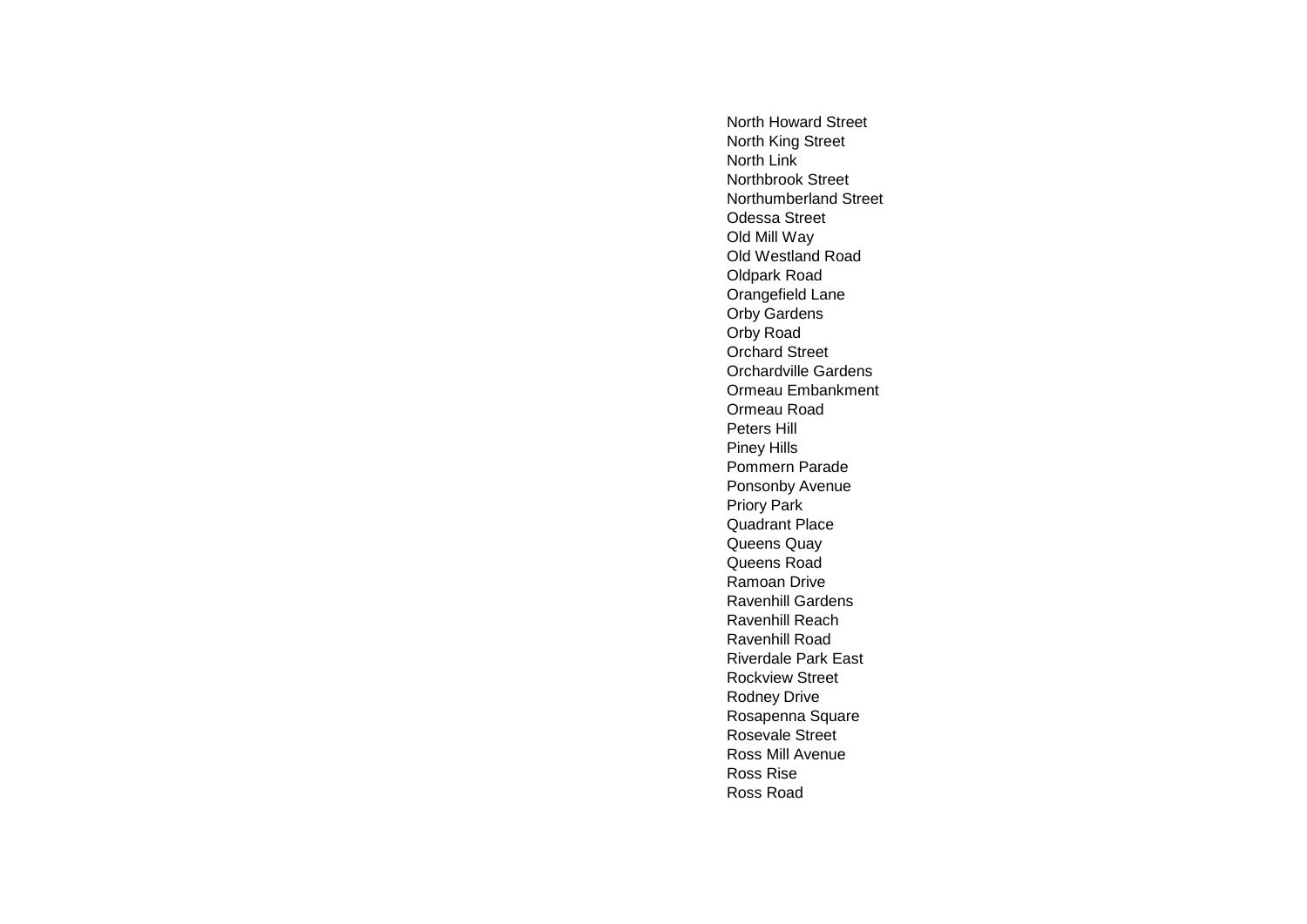North Howard Street
North King Street
North Link
Northbrook Street
Northumberland Street
Odessa Street
Old Mill Way
Old Westland Road
Oldpark Road
Orangefield Lane
Orby Gardens
Orby Road
Orchard Street
Orchardville Gardens
Ormeau Embankment
Ormeau Road
Peters Hill
Piney Hills
Pommern Parade
Ponsonby Avenue
Priory Park
Quadrant Place
Queens Quay
Queens Road
Ramoan Drive
Ravenhill Gardens
Ravenhill Reach
Ravenhill Road
Riverdale Park East
Rockview Street
Rodney Drive
Rosapenna Square
Rosevale Street
Ross Mill Avenue
Ross Rise
Ross Road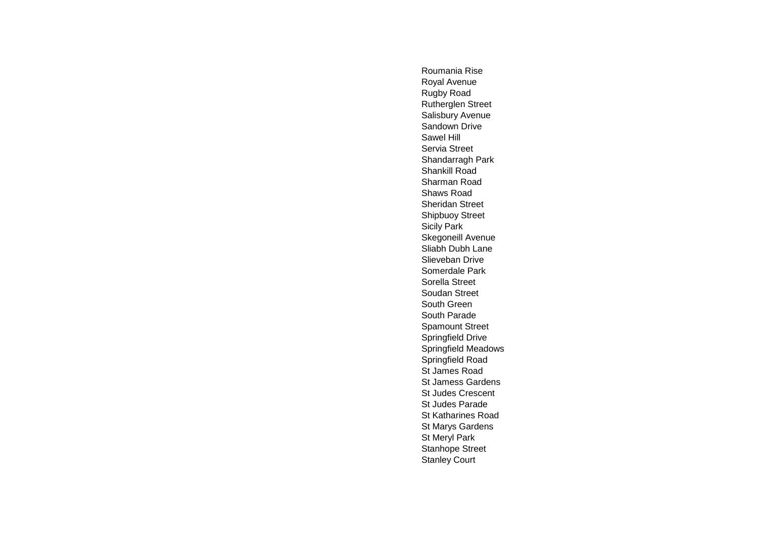Roumania Rise
Royal Avenue
Rugby Road
Rutherglen Street
Salisbury Avenue
Sandown Drive
Sawel Hill
Servia Street
Shandarragh Park
Shankill Road
Sharman Road
Shaws Road
Sheridan Street
Shipbuoy Street
Sicily Park
Skegoneill Avenue
Sliabh Dubh Lane
Slieveban Drive
Somerdale Park
Sorella Street
Soudan Street
South Green
South Parade
Spamount Street
Springfield Drive
Springfield Meadows
Springfield Road
St James Road
St Jamess Gardens
St Judes Crescent
St Judes Parade
St Katharines Road
St Marys Gardens
St Meryl Park
Stanhope Street
Stanley Court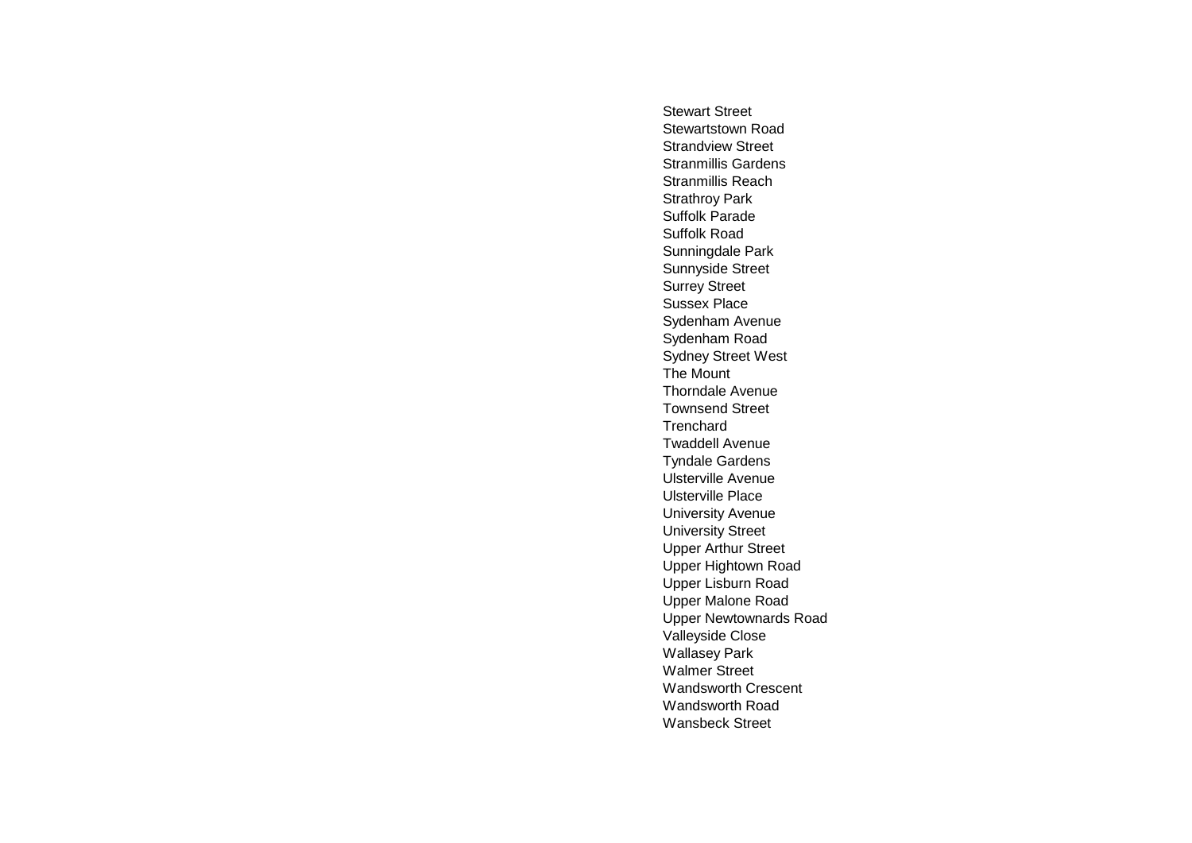Stewart Street
Stewartstown Road
Strandview Street
Stranmillis Gardens
Stranmillis Reach
Strathroy Park
Suffolk Parade
Suffolk Road
Sunningdale Park
Sunnyside Street
Surrey Street
Sussex Place
Sydenham Avenue
Sydenham Road
Sydney Street West
The Mount
Thorndale Avenue
Townsend Street
Trenchard
Twaddell Avenue
Tyndale Gardens
Ulsterville Avenue
Ulsterville Place
University Avenue
University Street
Upper Arthur Street
Upper Hightown Road
Upper Lisburn Road
Upper Malone Road
Upper Newtownards Road
Valleyside Close
Wallasey Park
Walmer Street
Wandsworth Crescent
Wandsworth Road
Wansbeck Street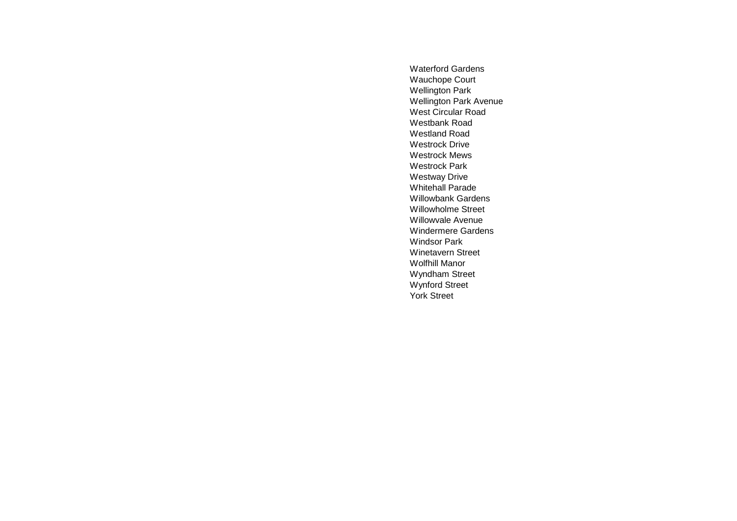Waterford Gardens
Wauchope Court
Wellington Park
Wellington Park Avenue
West Circular Road
Westbank Road
Westland Road
Westrock Drive
Westrock Mews
Westrock Park
Westway Drive
Whitehall Parade
Willowbank Gardens
Willowholme Street
Willowvale Avenue
Windermere Gardens
Windsor Park
Winetavern Street
Wolfhill Manor
Wyndham Street
Wynford Street
York Street